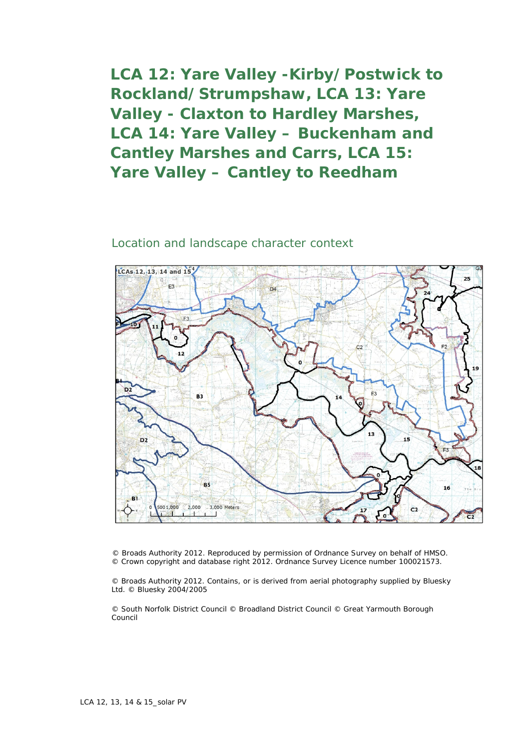# LCA 12: Yare Valley -Kirby/Postwick to Rockland/Strumpshaw, LCA 13: Yare Valley - Claxton to Hardley Marshes, LCA 14: Yare Valley – Buckenham and Cantley Marshes and Carrs, LCA 15: Yare Valley – Cantley to Reedham

## Location and landscape character context

© Broads Authority 2012. Reproduced by permission of Ordnance Survey on behalf of HMSO. © Crown copyright and database right 2012. Ordnance Survey Licence number 100021573.

© Broads Authority 2012. Contains, or is derived from aerial photography supplied by Bluesky Ltd. © Bluesky 2004/2005

© South Norfolk District Council © Broadland District Council © Great Yarmouth Borough Council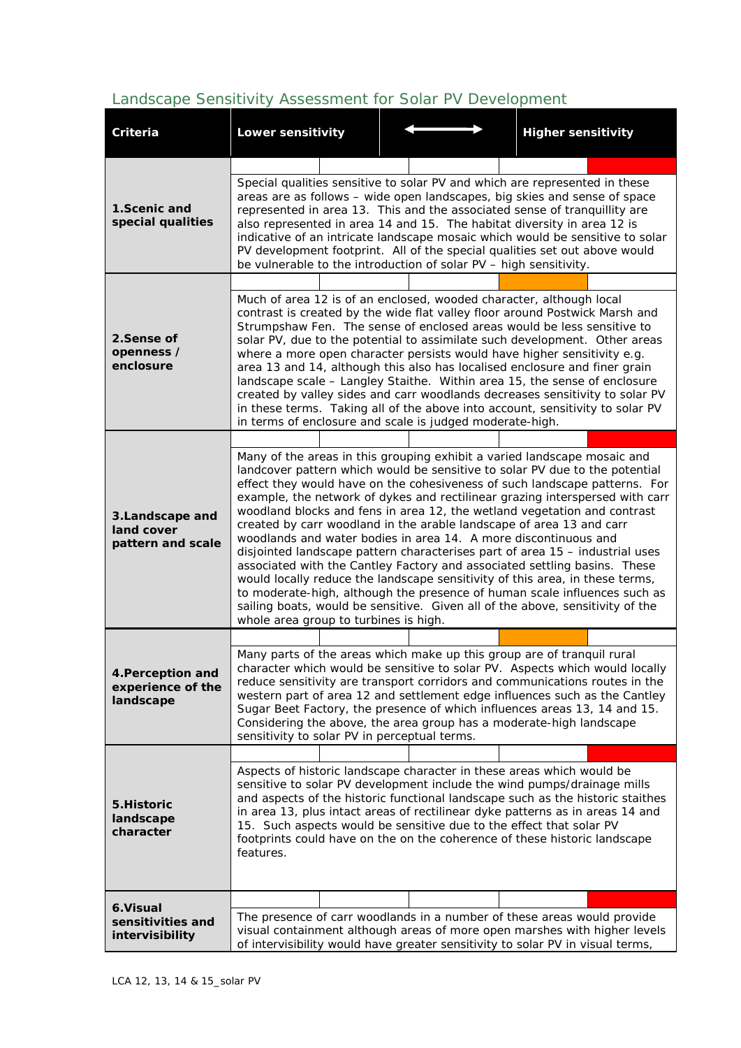## Landscape Sensitivity Assessment for Solar PV Development

| Criteria | Lower sensitivity | ⟷ | Higher sensitivity |
|---|---|---|---|
| **1.Scenic and special qualities** | Special qualities sensitive to solar PV and which are represented in these areas are as follows – wide open landscapes, big skies and sense of space represented in area 13. This and the associated sense of tranquillity are also represented in area 14 and 15. The habitat diversity in area 12 is indicative of an intricate landscape mosaic which would be sensitive to solar PV development footprint. All of the special qualities set out above would be vulnerable to the introduction of solar PV – high sensitivity. | | |
| **2.Sense of openness / enclosure** | Much of area 12 is of an enclosed, wooded character, although local contrast is created by the wide flat valley floor around Postwick Marsh and Strumpshaw Fen. The sense of enclosed areas would be less sensitive to solar PV, due to the potential to assimilate such development. Other areas where a more open character persists would have higher sensitivity e.g. area 13 and 14, although this also has localised enclosure and finer grain landscape scale – Langley Staithe. Within area 15, the sense of enclosure created by valley sides and carr woodlands decreases sensitivity to solar PV in these terms. Taking all of the above into account, sensitivity to solar PV in terms of enclosure and scale is judged moderate-high. | | |
| **3.Landscape and land cover pattern and scale** | Many of the areas in this grouping exhibit a varied landscape mosaic and landcover pattern which would be sensitive to solar PV due to the potential effect they would have on the cohesiveness of such landscape patterns. For example, the network of dykes and rectilinear grazing interspersed with carr woodland blocks and fens in area 12, the wetland vegetation and contrast created by carr woodland in the arable landscape of area 13 and carr woodlands and water bodies in area 14. A more discontinuous and disjointed landscape pattern characterises part of area 15 – industrial uses associated with the Cantley Factory and associated settling basins. These would locally reduce the landscape sensitivity of this area, in these terms, to moderate-high, although the presence of human scale influences such as sailing boats, would be sensitive. Given all of the above, sensitivity of the whole area group to turbines is high. | | |
| **4.Perception and experience of the landscape** | Many parts of the areas which make up this group are of tranquil rural character which would be sensitive to solar PV. Aspects which would locally reduce sensitivity are transport corridors and communications routes in the western part of area 12 and settlement edge influences such as the Cantley Sugar Beet Factory, the presence of which influences areas 13, 14 and 15. Considering the above, the area group has a moderate-high landscape sensitivity to solar PV in perceptual terms. | | |
| **5.Historic landscape character** | Aspects of historic landscape character in these areas which would be sensitive to solar PV development include the wind pumps/drainage mills and aspects of the historic functional landscape such as the historic staithes in area 13, plus intact areas of rectilinear dyke patterns as in areas 14 and 15. Such aspects would be sensitive due to the effect that solar PV footprints could have on the on the coherence of these historic landscape features. | | |
| **6.Visual sensitivities and intervisibility** | The presence of carr woodlands in a number of these areas would provide visual containment although areas of more open marshes with higher levels of intervisibility would have greater sensitivity to solar PV in visual terms, | | |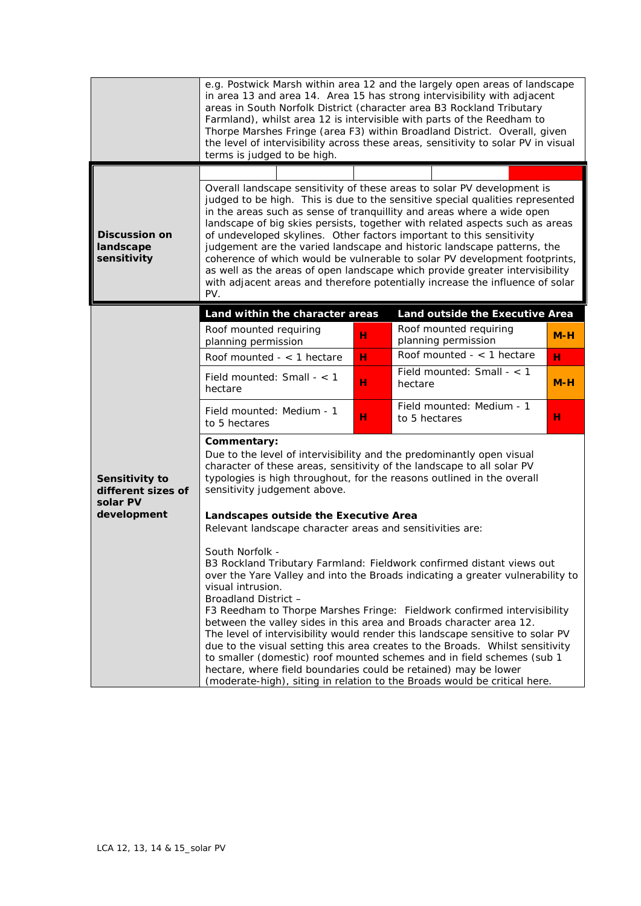| | |
|---|---|
| | e.g. Postwick Marsh within area 12 and the largely open areas of landscape in area 13 and area 14. Area 15 has strong intervisibility with adjacent areas in South Norfolk District (character area B3 Rockland Tributary Farmland), whilst area 12 is intervisible with parts of the Reedham to Thorpe Marshes Fringe (area F3) within Broadland District. Overall, given the level of intervisibility across these areas, sensitivity to solar PV in visual terms is judged to be high. |
| **Discussion on landscape sensitivity** | Overall landscape sensitivity of these areas to solar PV development is judged to be high. This is due to the sensitive special qualities represented in the areas such as sense of tranquillity and areas where a wide open landscape of big skies persists, together with related aspects such as areas of undeveloped skylines. Other factors important to this sensitivity judgement are the varied landscape and historic landscape patterns, the coherence of which would be vulnerable to solar PV development footprints, as well as the areas of open landscape which provide greater intervisibility with adjacent areas and therefore potentially increase the influence of solar PV. |

**Sensitivity to different sizes of solar PV development**

| Land within the character areas | | Land outside the Executive Area | |
|---|---|---|---|
| Roof mounted requiring planning permission | H | Roof mounted requiring planning permission | M-H |
| Roof mounted - < 1 hectare | H | Roof mounted - < 1 hectare | H |
| Field mounted: Small - < 1 hectare | H | Field mounted: Small - < 1 hectare | M-H |
| Field mounted: Medium - 1 to 5 hectares | H | Field mounted: Medium - 1 to 5 hectares | H |

**Commentary:**

Due to the level of intervisibility and the predominantly open visual character of these areas, sensitivity of the landscape to all solar PV typologies is high throughout, for the reasons outlined in the overall sensitivity judgement above.

**Landscapes outside the Executive Area**

Relevant landscape character areas and sensitivities are:

South Norfolk -
B3 Rockland Tributary Farmland: Fieldwork confirmed distant views out over the Yare Valley and into the Broads indicating a greater vulnerability to visual intrusion.
Broadland District –
F3 Reedham to Thorpe Marshes Fringe: Fieldwork confirmed intervisibility between the valley sides in this area and Broads character area 12. The level of intervisibility would render this landscape sensitive to solar PV due to the visual setting this area creates to the Broads. Whilst sensitivity to smaller (domestic) roof mounted schemes and in field schemes (sub 1 hectare, where field boundaries could be retained) may be lower (moderate-high), siting in relation to the Broads would be critical here.